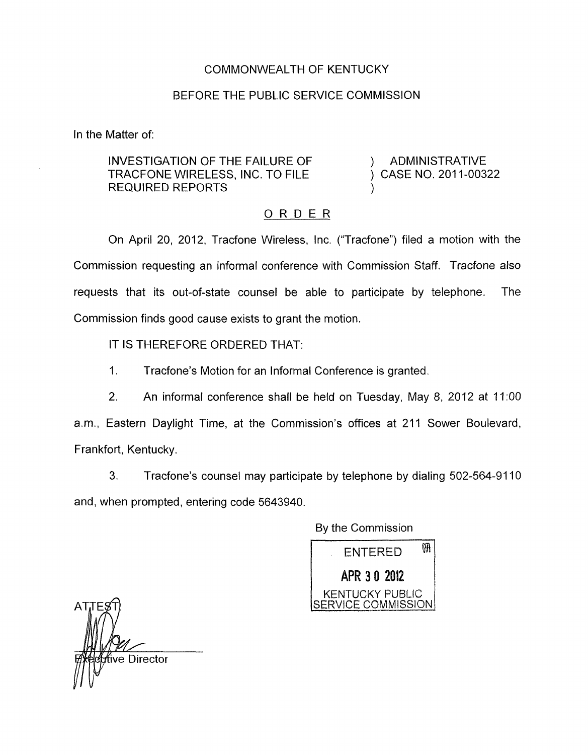COMMONWEALTH OF KENTUCKY

BEFORE THE PUBLIC SERVICE COMMISSION

In the Matter of:

| INVESTIGATION OF THE FAILURE OF TRACFONE WIRELESS, INC. TO FILE REQUIRED REPORTS | ) ADMINISTRATIVE ) CASE NO. 2011-00322 ) |
|---|---|

## ORDER

On April 20, 2012, Tracfone Wireless, Inc. ("Tracfone") filed a motion with the Commission requesting an informal conference with Commission Staff. Tracfone also requests that its out-of-state counsel be able to participate by telephone. The Commission finds good cause exists to grant the motion.

IT IS THEREFORE ORDERED THAT:

1. Tracfone's Motion for an Informal Conference is granted.

2. An informal conference shall be held on Tuesday, May 8, 2012 at 11:00 a.m., Eastern Daylight Time, at the Commission's offices at 211 Sower Boulevard, Frankfort, Kentucky.

3. Tracfone's counsel may participate by telephone by dialing 502-564-9110 and, when prompted, entering code 5643940.

By the Commission

ENTERED
APR 30 2012
KENTUCKY PUBLIC SERVICE COMMISSION

ATTEST:

Executive Director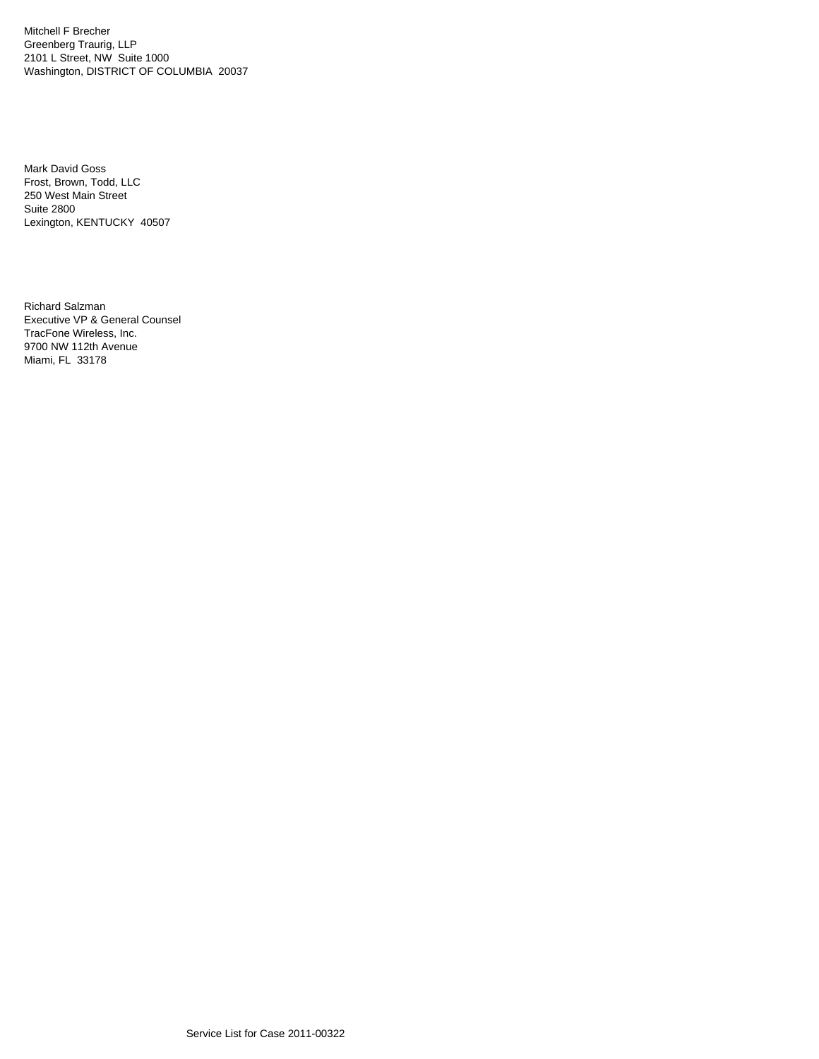Mitchell F Brecher
Greenberg Traurig, LLP
2101 L Street, NW Suite 1000
Washington, DISTRICT OF COLUMBIA 20037

Mark David Goss
Frost, Brown, Todd, LLC
250 West Main Street
Suite 2800
Lexington, KENTUCKY 40507

Richard Salzman
Executive VP & General Counsel
TracFone Wireless, Inc.
9700 NW 112th Avenue
Miami, FL 33178

Service List for Case 2011-00322